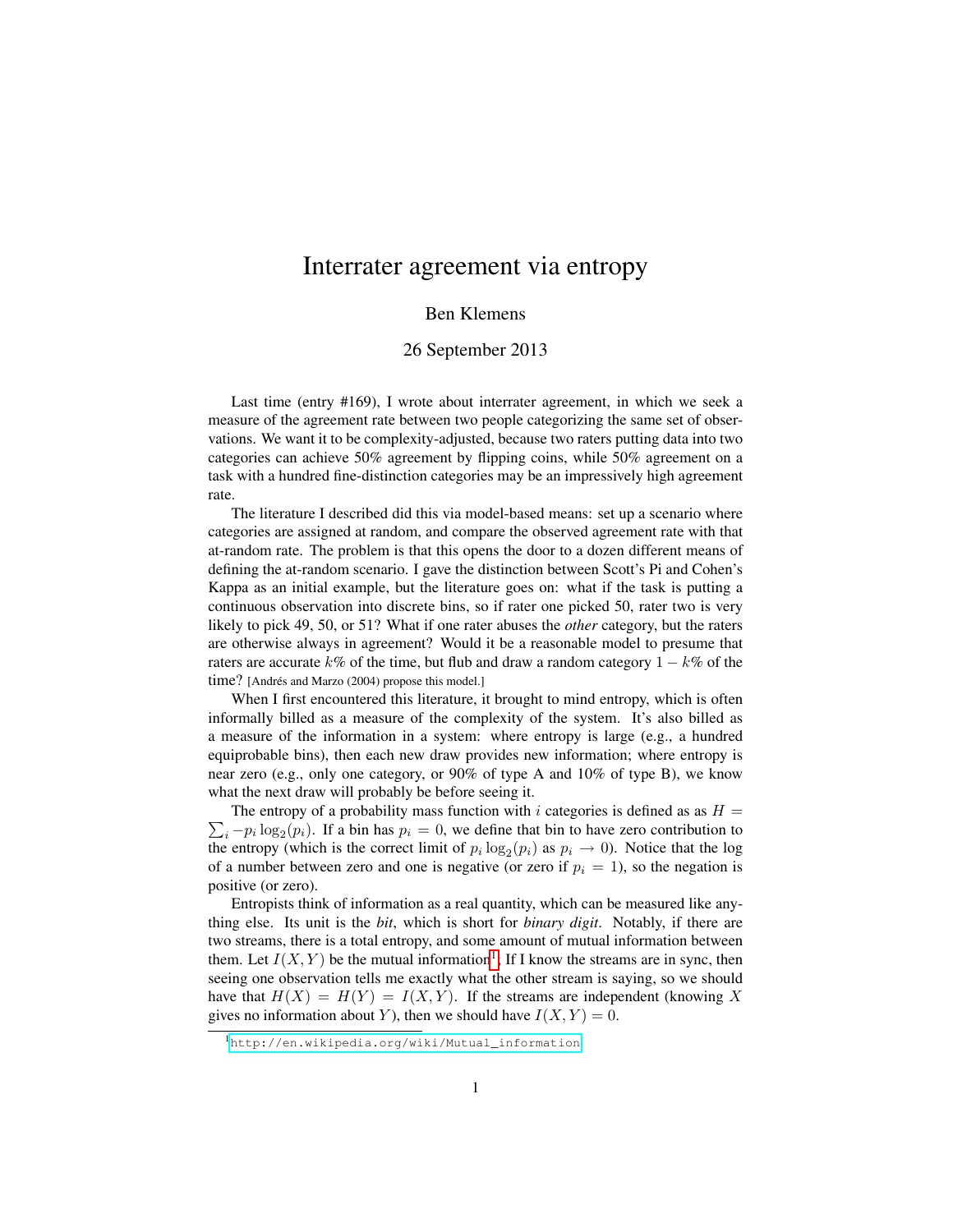# Interrater agreement via entropy

Ben Klemens

26 September 2013

Last time (entry #169), I wrote about interrater agreement, in which we seek a measure of the agreement rate between two people categorizing the same set of observations. We want it to be complexity-adjusted, because two raters putting data into two categories can achieve 50% agreement by flipping coins, while 50% agreement on a task with a hundred fine-distinction categories may be an impressively high agreement rate.

The literature I described did this via model-based means: set up a scenario where categories are assigned at random, and compare the observed agreement rate with that at-random rate. The problem is that this opens the door to a dozen different means of defining the at-random scenario. I gave the distinction between Scott's Pi and Cohen's Kappa as an initial example, but the literature goes on: what if the task is putting a continuous observation into discrete bins, so if rater one picked 50, rater two is very likely to pick 49, 50, or 51? What if one rater abuses the *other* category, but the raters are otherwise always in agreement? Would it be a reasonable model to presume that raters are accurate $k$% of the time, but flub and draw a random category $1 - k$% of the time? [Andrés and Marzo (2004) propose this model.]

When I first encountered this literature, it brought to mind entropy, which is often informally billed as a measure of the complexity of the system. It's also billed as a measure of the information in a system: where entropy is large (e.g., a hundred equiprobable bins), then each new draw provides new information; where entropy is near zero (e.g., only one category, or 90% of type A and 10% of type B), we know what the next draw will probably be before seeing it.

The entropy of a probability mass function with $i$ categories is defined as as $H = \sum_i -p_i \log_2(p_i)$. If a bin has $p_i = 0$, we define that bin to have zero contribution to the entropy (which is the correct limit of $p_i \log_2(p_i)$ as $p_i \to 0$). Notice that the log of a number between zero and one is negative (or zero if $p_i = 1$), so the negation is positive (or zero).

Entropists think of information as a real quantity, which can be measured like anything else. Its unit is the *bit*, which is short for *binary digit*. Notably, if there are two streams, there is a total entropy, and some amount of mutual information between them. Let $I(X, Y)$ be the mutual information[1]. If I know the streams are in sync, then seeing one observation tells me exactly what the other stream is saying, so we should have that $H(X) = H(Y) = I(X, Y)$. If the streams are independent (knowing $X$ gives no information about $Y$), then we should have $I(X, Y) = 0$.

[1] http://en.wikipedia.org/wiki/Mutual_information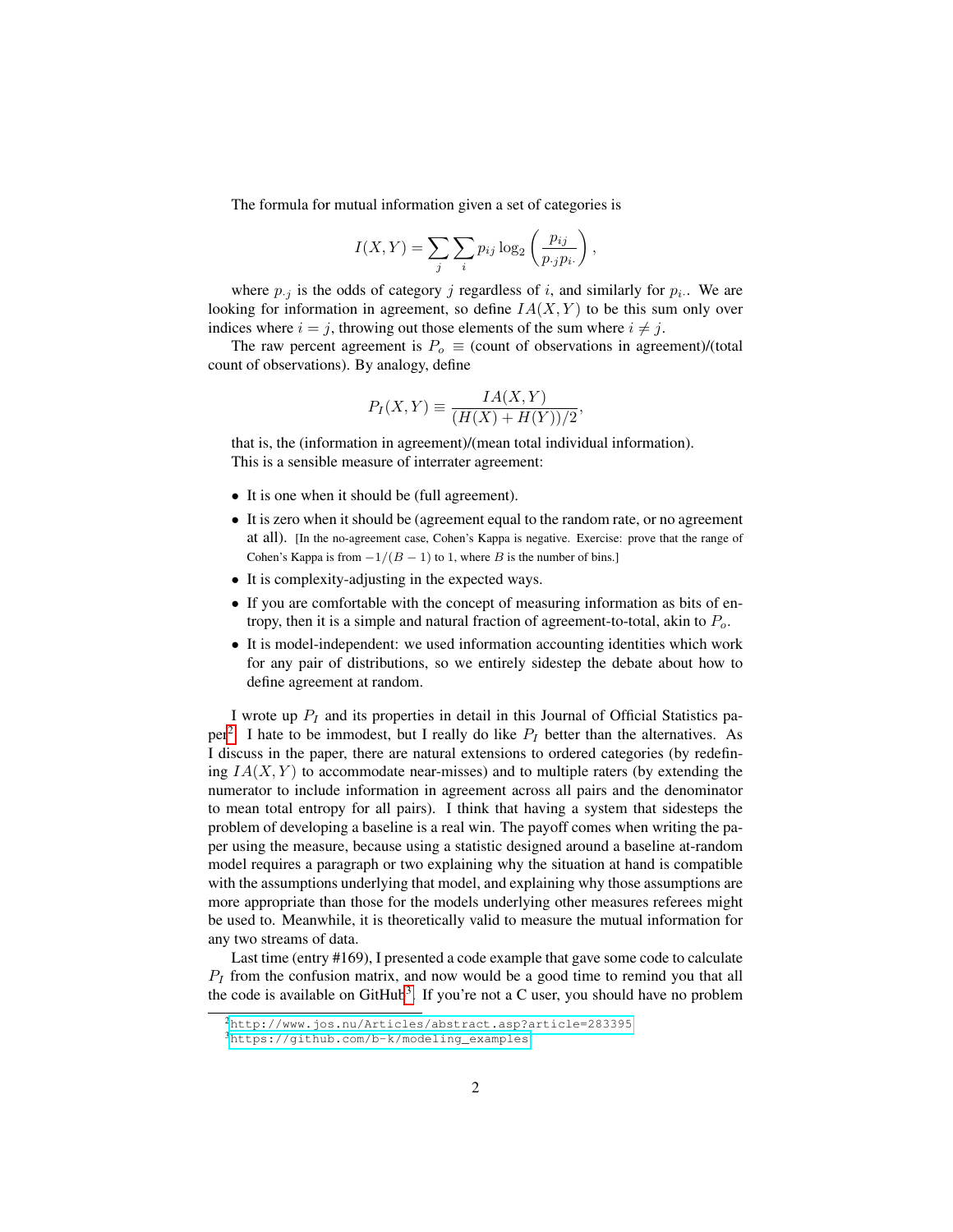The formula for mutual information given a set of categories is

$$I(X,Y) = \sum_j \sum_i p_{ij} \log_2 \left( \frac{p_{ij}}{p_{\cdot j} p_{i\cdot}} \right),$$

where $p_{\cdot j}$ is the odds of category $j$ regardless of $i$, and similarly for $p_{i\cdot}$. We are looking for information in agreement, so define $IA(X,Y)$ to be this sum only over indices where $i = j$, throwing out those elements of the sum where $i \neq j$.

The raw percent agreement is $P_o \equiv$ (count of observations in agreement)/(total count of observations). By analogy, define

$$P_I(X,Y) \equiv \frac{IA(X,Y)}{(H(X) + H(Y))/2},$$

that is, the (information in agreement)/(mean total individual information).

This is a sensible measure of interrater agreement:

- It is one when it should be (full agreement).
- It is zero when it should be (agreement equal to the random rate, or no agreement at all). [In the no-agreement case, Cohen's Kappa is negative. Exercise: prove that the range of Cohen's Kappa is from $-1/(B-1)$ to 1, where $B$ is the number of bins.]
- It is complexity-adjusting in the expected ways.
- If you are comfortable with the concept of measuring information as bits of entropy, then it is a simple and natural fraction of agreement-to-total, akin to $P_o$.
- It is model-independent: we used information accounting identities which work for any pair of distributions, so we entirely sidestep the debate about how to define agreement at random.

I wrote up $P_I$ and its properties in detail in this Journal of Official Statistics paper[2]. I hate to be immodest, but I really do like $P_I$ better than the alternatives. As I discuss in the paper, there are natural extensions to ordered categories (by redefining $IA(X,Y)$ to accommodate near-misses) and to multiple raters (by extending the numerator to include information in agreement across all pairs and the denominator to mean total entropy for all pairs). I think that having a system that sidesteps the problem of developing a baseline is a real win. The payoff comes when writing the paper using the measure, because using a statistic designed around a baseline at-random model requires a paragraph or two explaining why the situation at hand is compatible with the assumptions underlying that model, and explaining why those assumptions are more appropriate than those for the models underlying other measures referees might be used to. Meanwhile, it is theoretically valid to measure the mutual information for any two streams of data.

Last time (entry #169), I presented a code example that gave some code to calculate $P_I$ from the confusion matrix, and now would be a good time to remind you that all the code is available on GitHub[3]. If you're not a C user, you should have no problem

[2] http://www.jos.nu/Articles/abstract.asp?article=283395

[3] https://github.com/b-k/modeling_examples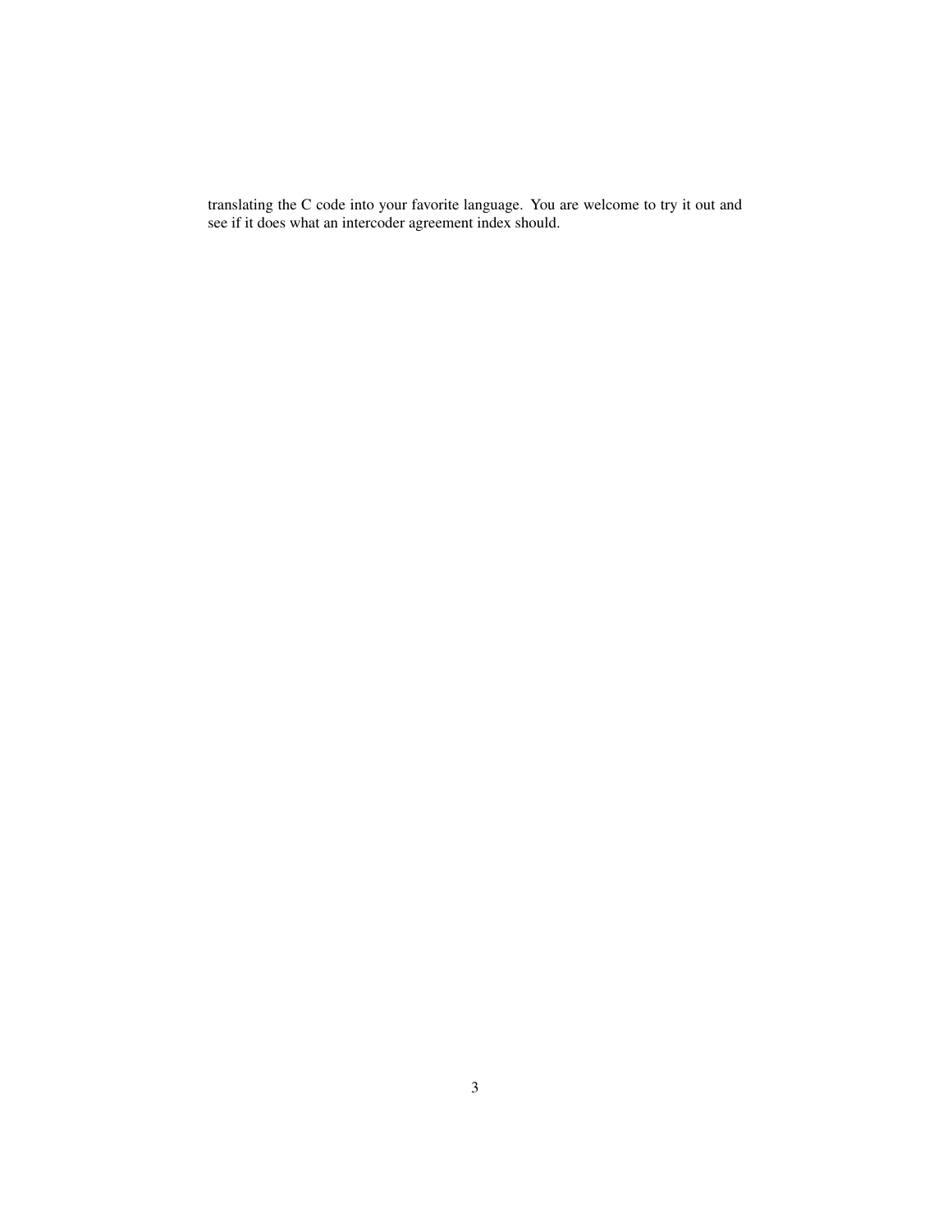translating the C code into your favorite language. You are welcome to try it out and see if it does what an intercoder agreement index should.